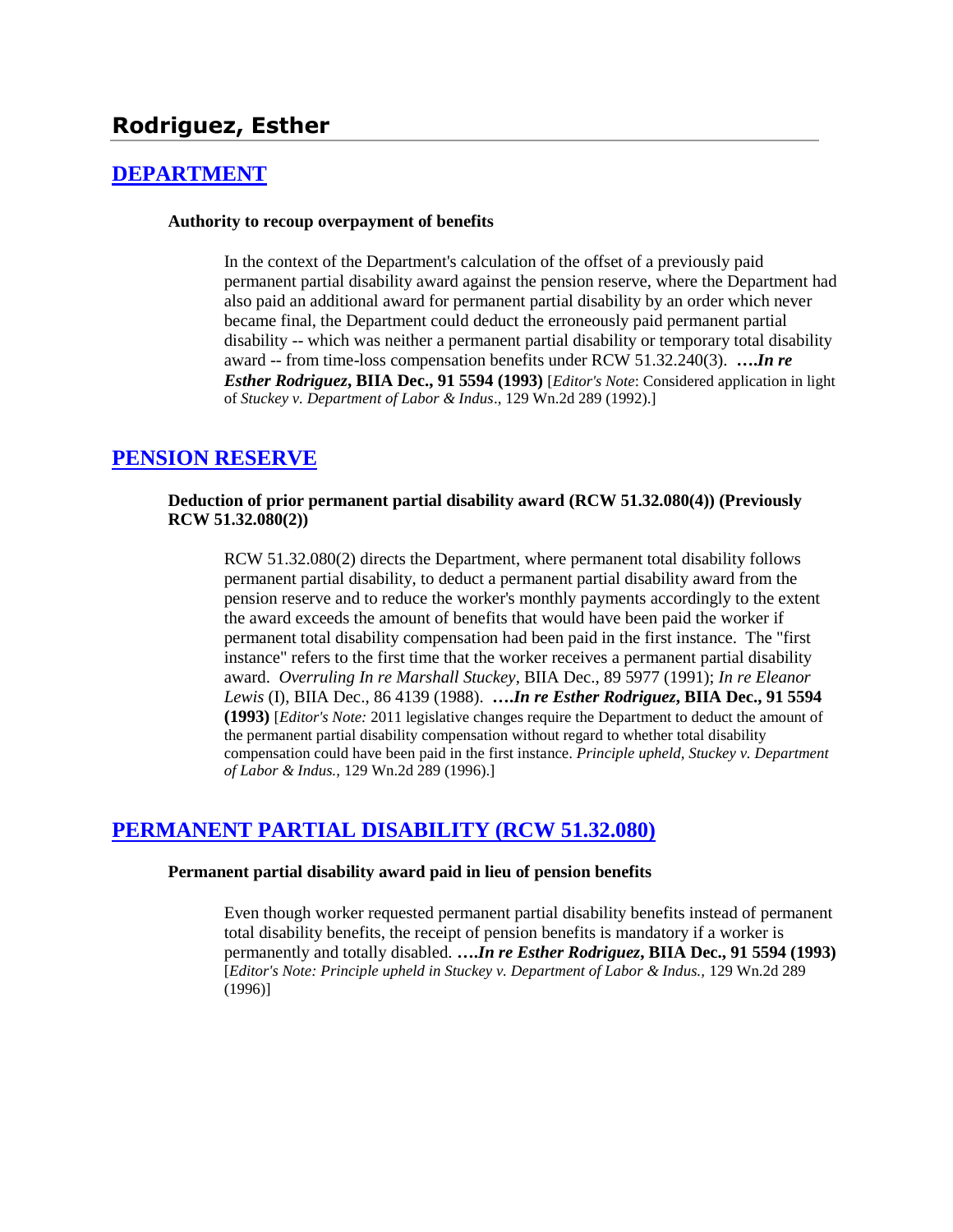## Rodriguez, Esther

## [DEPARTMENT]

**Authority to recoup overpayment of benefits**

In the context of the Department's calculation of the offset of a previously paid permanent partial disability award against the pension reserve, where the Department had also paid an additional award for permanent partial disability by an order which never became final, the Department could deduct the erroneously paid permanent partial disability -- which was neither a permanent partial disability or temporary total disability award -- from time-loss compensation benefits under RCW 51.32.240(3). ***….In re Esther Rodriguez*, BIIA Dec., 91 5594 (1993)** [*Editor's Note*: Considered application in light of *Stuckey v. Department of Labor & Indus*., 129 Wn.2d 289 (1992).]

## [PENSION RESERVE]

**Deduction of prior permanent partial disability award (RCW 51.32.080(4)) (Previously RCW 51.32.080(2))**

RCW 51.32.080(2) directs the Department, where permanent total disability follows permanent partial disability, to deduct a permanent partial disability award from the pension reserve and to reduce the worker's monthly payments accordingly to the extent the award exceeds the amount of benefits that would have been paid the worker if permanent total disability compensation had been paid in the first instance. The "first instance" refers to the first time that the worker receives a permanent partial disability award. *Overruling In re Marshall Stuckey*, BIIA Dec., 89 5977 (1991); *In re Eleanor Lewis* (I), BIIA Dec., 86 4139 (1988). ***….In re Esther Rodriguez*, BIIA Dec., 91 5594 (1993)** [*Editor's Note:* 2011 legislative changes require the Department to deduct the amount of the permanent partial disability compensation without regard to whether total disability compensation could have been paid in the first instance. *Principle upheld, Stuckey v. Department of Labor & Indus.,* 129 Wn.2d 289 (1996).]

## [PERMANENT PARTIAL DISABILITY (RCW 51.32.080)]

**Permanent partial disability award paid in lieu of pension benefits**

Even though worker requested permanent partial disability benefits instead of permanent total disability benefits, the receipt of pension benefits is mandatory if a worker is permanently and totally disabled. ***….In re Esther Rodriguez*, BIIA Dec., 91 5594 (1993)** [*Editor's Note: Principle upheld in Stuckey v. Department of Labor & Indus.,* 129 Wn.2d 289 (1996)]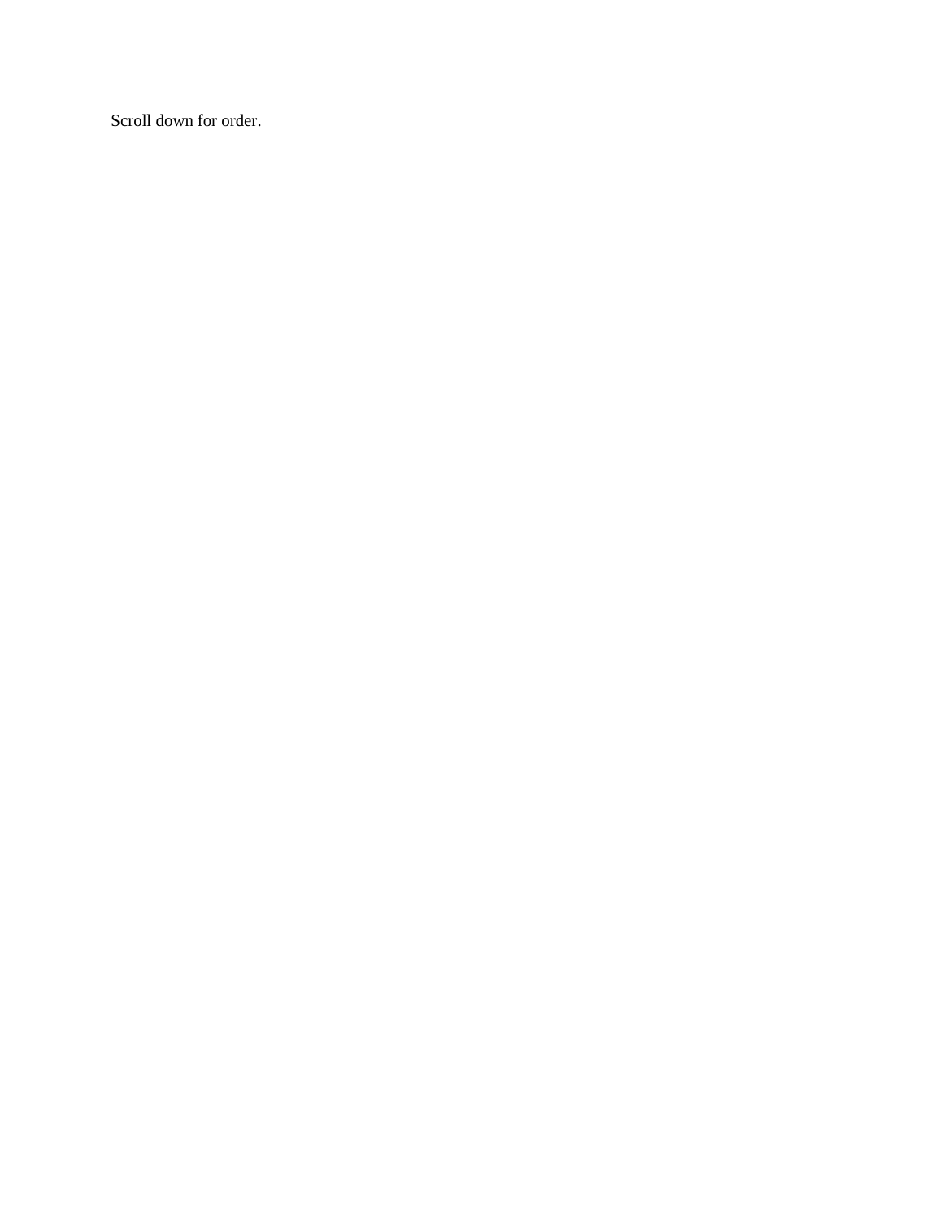Scroll down for order.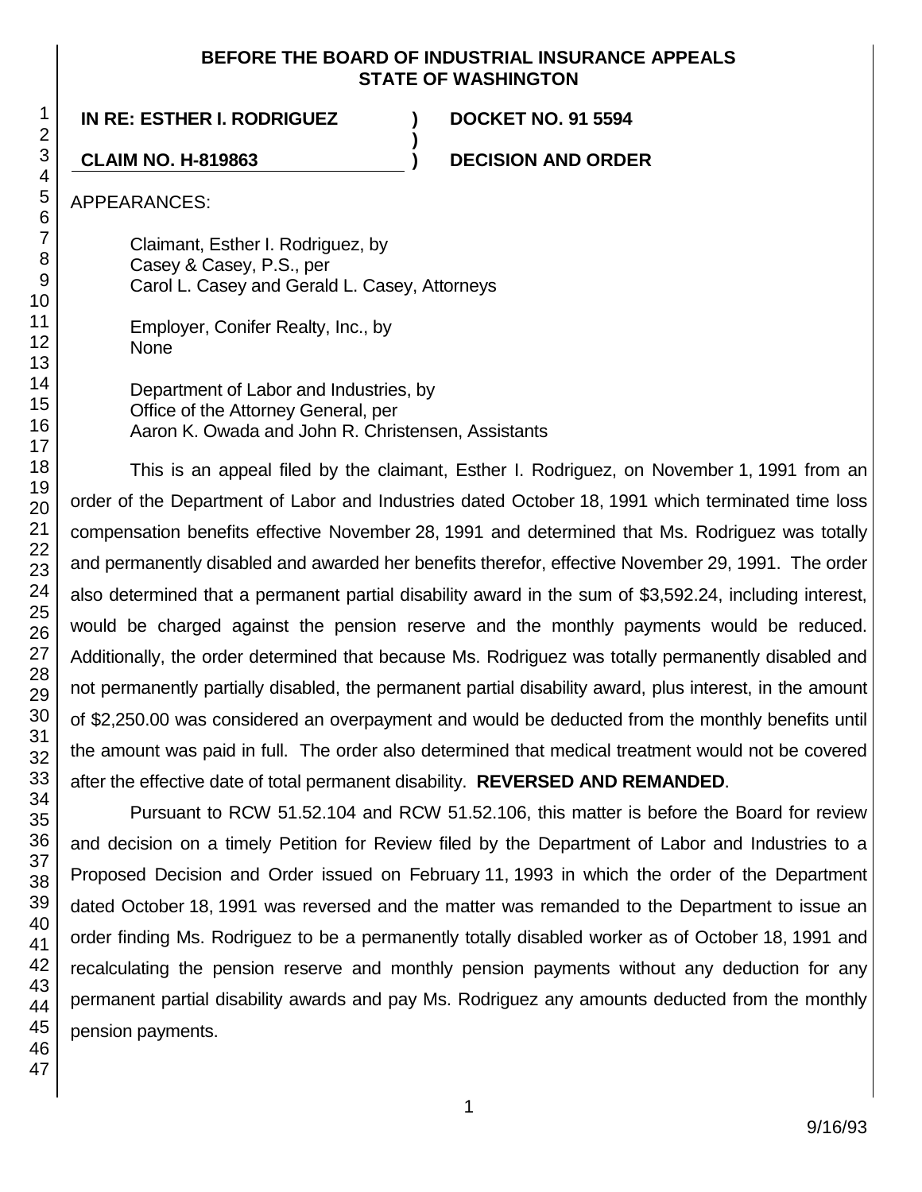**BEFORE THE BOARD OF INDUSTRIAL INSURANCE APPEALS**
**STATE OF WASHINGTON**

| | | |
|---|---|---|
| **IN RE: ESTHER I. RODRIGUEZ** | **)** | **DOCKET NO. 91 5594** |
| | **)** | |
| **CLAIM NO. H-819863** | **)** | **DECISION AND ORDER** |

APPEARANCES:

Claimant, Esther I. Rodriguez, by
Casey & Casey, P.S., per
Carol L. Casey and Gerald L. Casey, Attorneys

Employer, Conifer Realty, Inc., by
None

Department of Labor and Industries, by
Office of the Attorney General, per
Aaron K. Owada and John R. Christensen, Assistants

This is an appeal filed by the claimant, Esther I. Rodriguez, on November 1, 1991 from an order of the Department of Labor and Industries dated October 18, 1991 which terminated time loss compensation benefits effective November 28, 1991 and determined that Ms. Rodriguez was totally and permanently disabled and awarded her benefits therefor, effective November 29, 1991. The order also determined that a permanent partial disability award in the sum of $3,592.24, including interest, would be charged against the pension reserve and the monthly payments would be reduced. Additionally, the order determined that because Ms. Rodriguez was totally permanently disabled and not permanently partially disabled, the permanent partial disability award, plus interest, in the amount of $2,250.00 was considered an overpayment and would be deducted from the monthly benefits until the amount was paid in full. The order also determined that medical treatment would not be covered after the effective date of total permanent disability. **REVERSED AND REMANDED**.

Pursuant to RCW 51.52.104 and RCW 51.52.106, this matter is before the Board for review and decision on a timely Petition for Review filed by the Department of Labor and Industries to a Proposed Decision and Order issued on February 11, 1993 in which the order of the Department dated October 18, 1991 was reversed and the matter was remanded to the Department to issue an order finding Ms. Rodriguez to be a permanently totally disabled worker as of October 18, 1991 and recalculating the pension reserve and monthly pension payments without any deduction for any permanent partial disability awards and pay Ms. Rodriguez any amounts deducted from the monthly pension payments.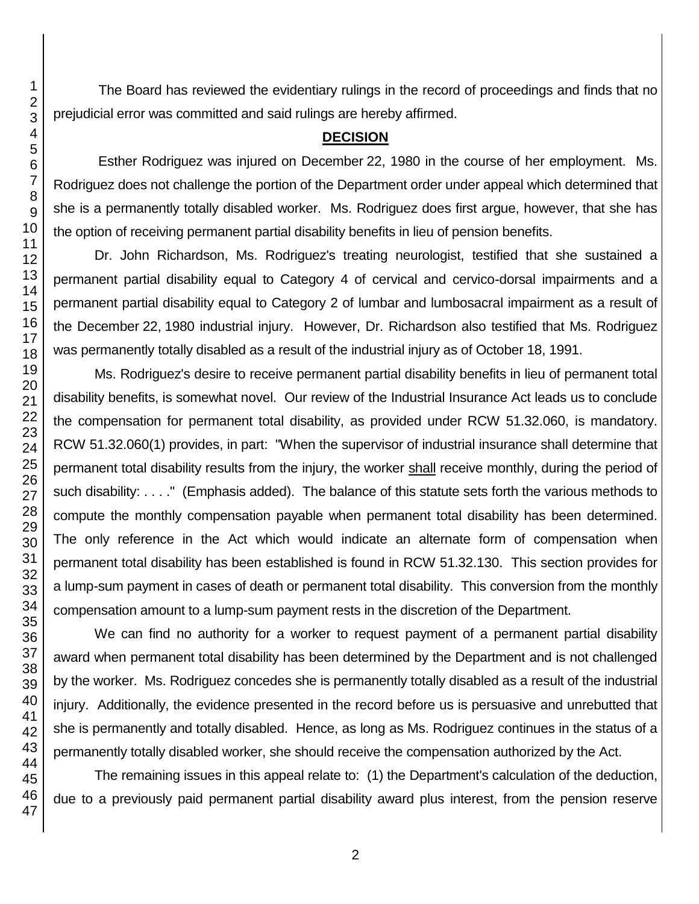The Board has reviewed the evidentiary rulings in the record of proceedings and finds that no prejudicial error was committed and said rulings are hereby affirmed.

## DECISION

Esther Rodriguez was injured on December 22, 1980 in the course of her employment. Ms. Rodriguez does not challenge the portion of the Department order under appeal which determined that she is a permanently totally disabled worker. Ms. Rodriguez does first argue, however, that she has the option of receiving permanent partial disability benefits in lieu of pension benefits.

Dr. John Richardson, Ms. Rodriguez's treating neurologist, testified that she sustained a permanent partial disability equal to Category 4 of cervical and cervico-dorsal impairments and a permanent partial disability equal to Category 2 of lumbar and lumbosacral impairment as a result of the December 22, 1980 industrial injury. However, Dr. Richardson also testified that Ms. Rodriguez was permanently totally disabled as a result of the industrial injury as of October 18, 1991.

Ms. Rodriguez's desire to receive permanent partial disability benefits in lieu of permanent total disability benefits, is somewhat novel. Our review of the Industrial Insurance Act leads us to conclude the compensation for permanent total disability, as provided under RCW 51.32.060, is mandatory. RCW 51.32.060(1) provides, in part: "When the supervisor of industrial insurance shall determine that permanent total disability results from the injury, the worker <u>shall</u> receive monthly, during the period of such disability: . . . ." (Emphasis added). The balance of this statute sets forth the various methods to compute the monthly compensation payable when permanent total disability has been determined. The only reference in the Act which would indicate an alternate form of compensation when permanent total disability has been established is found in RCW 51.32.130. This section provides for a lump-sum payment in cases of death or permanent total disability. This conversion from the monthly compensation amount to a lump-sum payment rests in the discretion of the Department.

We can find no authority for a worker to request payment of a permanent partial disability award when permanent total disability has been determined by the Department and is not challenged by the worker. Ms. Rodriguez concedes she is permanently totally disabled as a result of the industrial injury. Additionally, the evidence presented in the record before us is persuasive and unrebutted that she is permanently and totally disabled. Hence, as long as Ms. Rodriguez continues in the status of a permanently totally disabled worker, she should receive the compensation authorized by the Act.

The remaining issues in this appeal relate to: (1) the Department's calculation of the deduction, due to a previously paid permanent partial disability award plus interest, from the pension reserve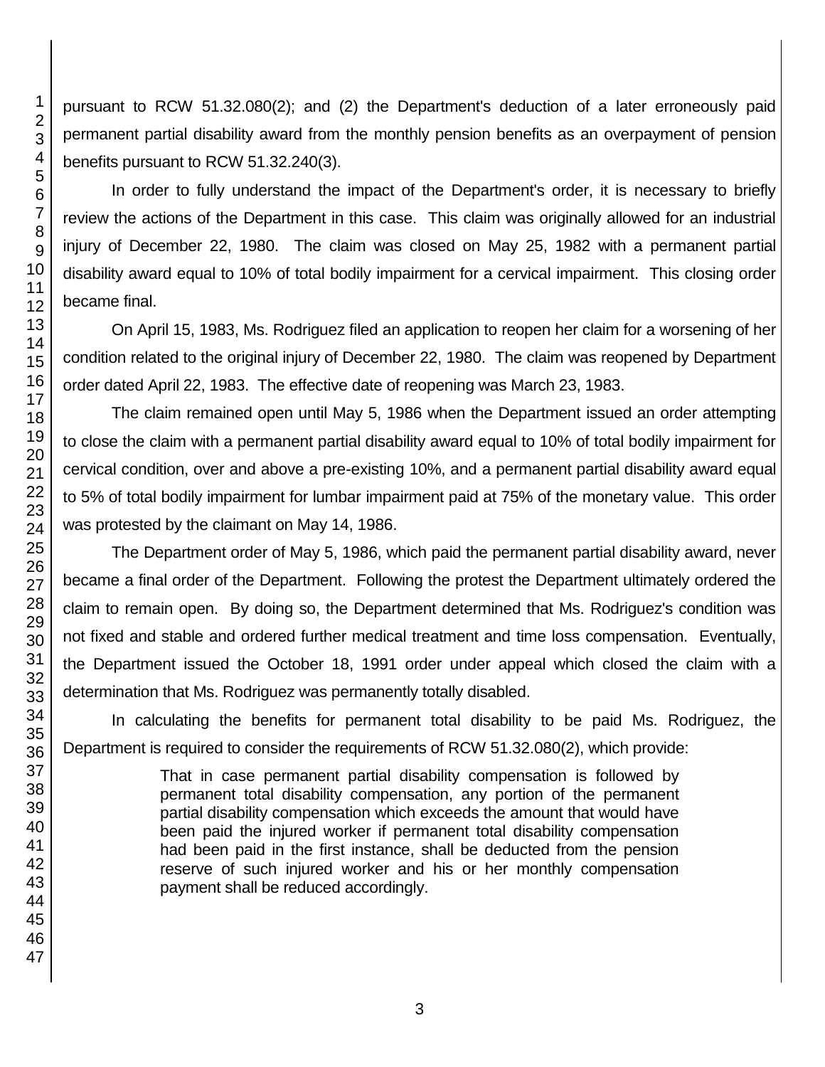pursuant to RCW 51.32.080(2); and (2) the Department's deduction of a later erroneously paid permanent partial disability award from the monthly pension benefits as an overpayment of pension benefits pursuant to RCW 51.32.240(3).

In order to fully understand the impact of the Department's order, it is necessary to briefly review the actions of the Department in this case. This claim was originally allowed for an industrial injury of December 22, 1980. The claim was closed on May 25, 1982 with a permanent partial disability award equal to 10% of total bodily impairment for a cervical impairment. This closing order became final.

On April 15, 1983, Ms. Rodriguez filed an application to reopen her claim for a worsening of her condition related to the original injury of December 22, 1980. The claim was reopened by Department order dated April 22, 1983. The effective date of reopening was March 23, 1983.

The claim remained open until May 5, 1986 when the Department issued an order attempting to close the claim with a permanent partial disability award equal to 10% of total bodily impairment for cervical condition, over and above a pre-existing 10%, and a permanent partial disability award equal to 5% of total bodily impairment for lumbar impairment paid at 75% of the monetary value. This order was protested by the claimant on May 14, 1986.

The Department order of May 5, 1986, which paid the permanent partial disability award, never became a final order of the Department. Following the protest the Department ultimately ordered the claim to remain open. By doing so, the Department determined that Ms. Rodriguez's condition was not fixed and stable and ordered further medical treatment and time loss compensation. Eventually, the Department issued the October 18, 1991 order under appeal which closed the claim with a determination that Ms. Rodriguez was permanently totally disabled.

In calculating the benefits for permanent total disability to be paid Ms. Rodriguez, the Department is required to consider the requirements of RCW 51.32.080(2), which provide:

> That in case permanent partial disability compensation is followed by permanent total disability compensation, any portion of the permanent partial disability compensation which exceeds the amount that would have been paid the injured worker if permanent total disability compensation had been paid in the first instance, shall be deducted from the pension reserve of such injured worker and his or her monthly compensation payment shall be reduced accordingly.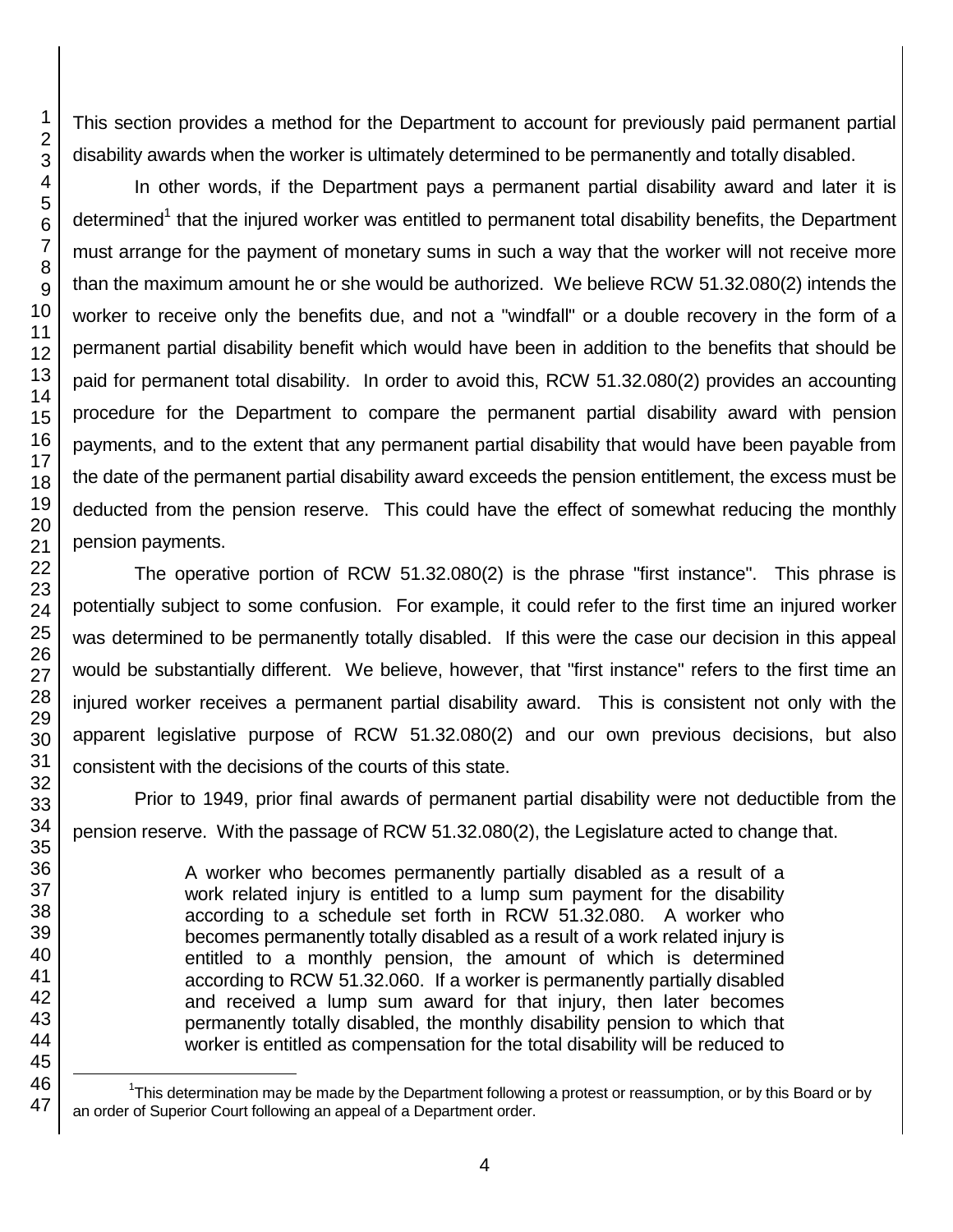This section provides a method for the Department to account for previously paid permanent partial disability awards when the worker is ultimately determined to be permanently and totally disabled.

In other words, if the Department pays a permanent partial disability award and later it is determined[1] that the injured worker was entitled to permanent total disability benefits, the Department must arrange for the payment of monetary sums in such a way that the worker will not receive more than the maximum amount he or she would be authorized. We believe RCW 51.32.080(2) intends the worker to receive only the benefits due, and not a "windfall" or a double recovery in the form of a permanent partial disability benefit which would have been in addition to the benefits that should be paid for permanent total disability. In order to avoid this, RCW 51.32.080(2) provides an accounting procedure for the Department to compare the permanent partial disability award with pension payments, and to the extent that any permanent partial disability that would have been payable from the date of the permanent partial disability award exceeds the pension entitlement, the excess must be deducted from the pension reserve. This could have the effect of somewhat reducing the monthly pension payments.

The operative portion of RCW 51.32.080(2) is the phrase "first instance". This phrase is potentially subject to some confusion. For example, it could refer to the first time an injured worker was determined to be permanently totally disabled. If this were the case our decision in this appeal would be substantially different. We believe, however, that "first instance" refers to the first time an injured worker receives a permanent partial disability award. This is consistent not only with the apparent legislative purpose of RCW 51.32.080(2) and our own previous decisions, but also consistent with the decisions of the courts of this state.

Prior to 1949, prior final awards of permanent partial disability were not deductible from the pension reserve. With the passage of RCW 51.32.080(2), the Legislature acted to change that.

> A worker who becomes permanently partially disabled as a result of a work related injury is entitled to a lump sum payment for the disability according to a schedule set forth in RCW 51.32.080. A worker who becomes permanently totally disabled as a result of a work related injury is entitled to a monthly pension, the amount of which is determined according to RCW 51.32.060. If a worker is permanently partially disabled and received a lump sum award for that injury, then later becomes permanently totally disabled, the monthly disability pension to which that worker is entitled as compensation for the total disability will be reduced to

[1] This determination may be made by the Department following a protest or reassumption, or by this Board or by an order of Superior Court following an appeal of a Department order.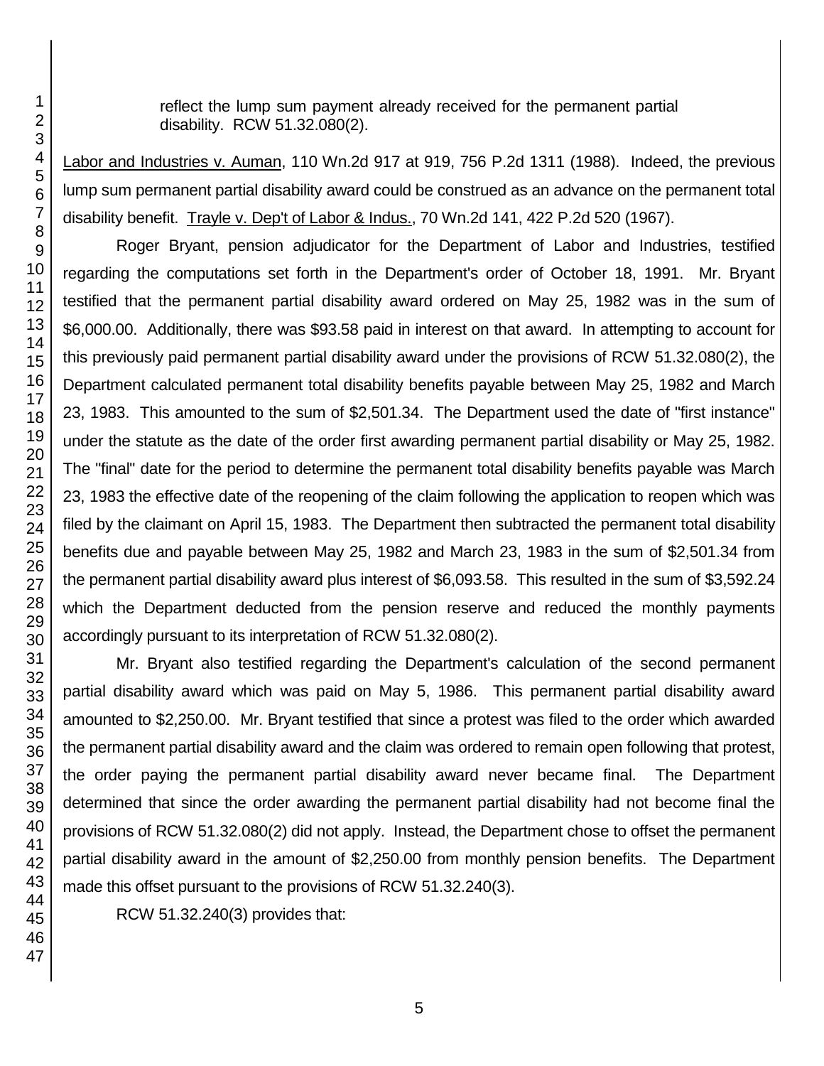reflect the lump sum payment already received for the permanent partial disability. RCW 51.32.080(2).

Labor and Industries v. Auman, 110 Wn.2d 917 at 919, 756 P.2d 1311 (1988). Indeed, the previous lump sum permanent partial disability award could be construed as an advance on the permanent total disability benefit. Trayle v. Dep't of Labor & Indus., 70 Wn.2d 141, 422 P.2d 520 (1967).

Roger Bryant, pension adjudicator for the Department of Labor and Industries, testified regarding the computations set forth in the Department's order of October 18, 1991. Mr. Bryant testified that the permanent partial disability award ordered on May 25, 1982 was in the sum of $6,000.00. Additionally, there was $93.58 paid in interest on that award. In attempting to account for this previously paid permanent partial disability award under the provisions of RCW 51.32.080(2), the Department calculated permanent total disability benefits payable between May 25, 1982 and March 23, 1983. This amounted to the sum of $2,501.34. The Department used the date of "first instance" under the statute as the date of the order first awarding permanent partial disability or May 25, 1982. The "final" date for the period to determine the permanent total disability benefits payable was March 23, 1983 the effective date of the reopening of the claim following the application to reopen which was filed by the claimant on April 15, 1983. The Department then subtracted the permanent total disability benefits due and payable between May 25, 1982 and March 23, 1983 in the sum of $2,501.34 from the permanent partial disability award plus interest of $6,093.58. This resulted in the sum of $3,592.24 which the Department deducted from the pension reserve and reduced the monthly payments accordingly pursuant to its interpretation of RCW 51.32.080(2).

Mr. Bryant also testified regarding the Department's calculation of the second permanent partial disability award which was paid on May 5, 1986. This permanent partial disability award amounted to $2,250.00. Mr. Bryant testified that since a protest was filed to the order which awarded the permanent partial disability award and the claim was ordered to remain open following that protest, the order paying the permanent partial disability award never became final. The Department determined that since the order awarding the permanent partial disability had not become final the provisions of RCW 51.32.080(2) did not apply. Instead, the Department chose to offset the permanent partial disability award in the amount of $2,250.00 from monthly pension benefits. The Department made this offset pursuant to the provisions of RCW 51.32.240(3).

RCW 51.32.240(3) provides that: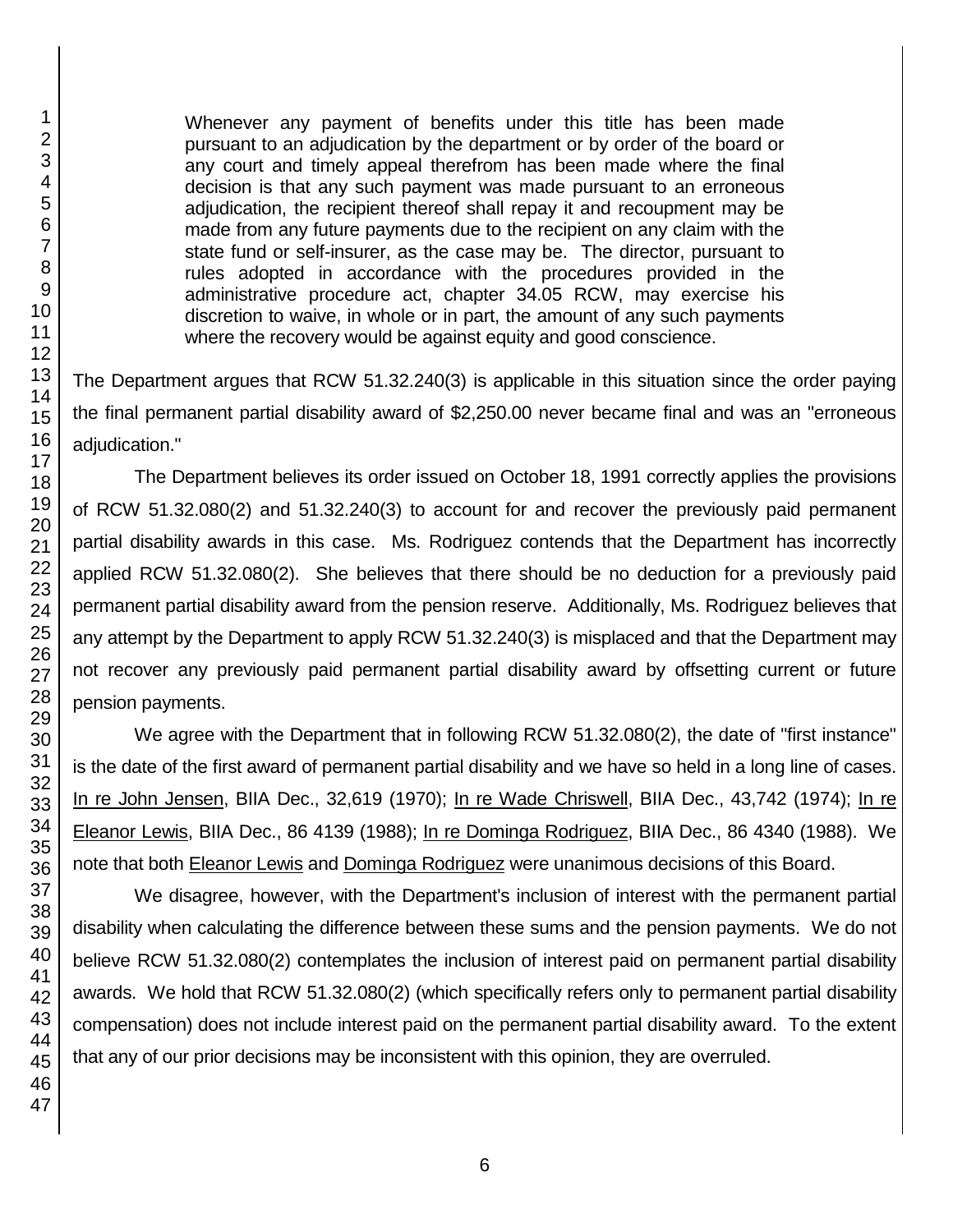> Whenever any payment of benefits under this title has been made pursuant to an adjudication by the department or by order of the board or any court and timely appeal therefrom has been made where the final decision is that any such payment was made pursuant to an erroneous adjudication, the recipient thereof shall repay it and recoupment may be made from any future payments due to the recipient on any claim with the state fund or self-insurer, as the case may be. The director, pursuant to rules adopted in accordance with the procedures provided in the administrative procedure act, chapter 34.05 RCW, may exercise his discretion to waive, in whole or in part, the amount of any such payments where the recovery would be against equity and good conscience.

The Department argues that RCW 51.32.240(3) is applicable in this situation since the order paying the final permanent partial disability award of $2,250.00 never became final and was an "erroneous adjudication."

The Department believes its order issued on October 18, 1991 correctly applies the provisions of RCW 51.32.080(2) and 51.32.240(3) to account for and recover the previously paid permanent partial disability awards in this case. Ms. Rodriguez contends that the Department has incorrectly applied RCW 51.32.080(2). She believes that there should be no deduction for a previously paid permanent partial disability award from the pension reserve. Additionally, Ms. Rodriguez believes that any attempt by the Department to apply RCW 51.32.240(3) is misplaced and that the Department may not recover any previously paid permanent partial disability award by offsetting current or future pension payments.

We agree with the Department that in following RCW 51.32.080(2), the date of "first instance" is the date of the first award of permanent partial disability and we have so held in a long line of cases. In re John Jensen, BIIA Dec., 32,619 (1970); In re Wade Chriswell, BIIA Dec., 43,742 (1974); In re Eleanor Lewis, BIIA Dec., 86 4139 (1988); In re Dominga Rodriguez, BIIA Dec., 86 4340 (1988). We note that both Eleanor Lewis and Dominga Rodriguez were unanimous decisions of this Board.

We disagree, however, with the Department's inclusion of interest with the permanent partial disability when calculating the difference between these sums and the pension payments. We do not believe RCW 51.32.080(2) contemplates the inclusion of interest paid on permanent partial disability awards. We hold that RCW 51.32.080(2) (which specifically refers only to permanent partial disability compensation) does not include interest paid on the permanent partial disability award. To the extent that any of our prior decisions may be inconsistent with this opinion, they are overruled.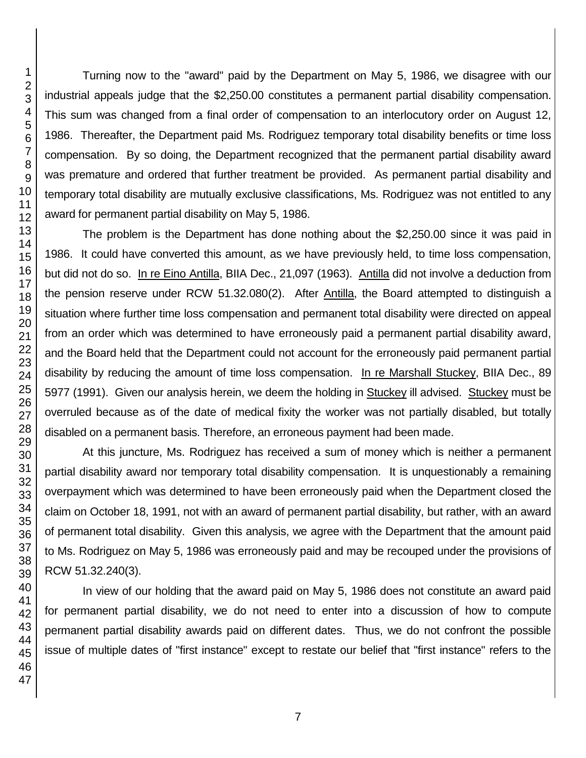Turning now to the "award" paid by the Department on May 5, 1986, we disagree with our industrial appeals judge that the $2,250.00 constitutes a permanent partial disability compensation. This sum was changed from a final order of compensation to an interlocutory order on August 12, 1986. Thereafter, the Department paid Ms. Rodriguez temporary total disability benefits or time loss compensation. By so doing, the Department recognized that the permanent partial disability award was premature and ordered that further treatment be provided. As permanent partial disability and temporary total disability are mutually exclusive classifications, Ms. Rodriguez was not entitled to any award for permanent partial disability on May 5, 1986.

The problem is the Department has done nothing about the $2,250.00 since it was paid in 1986. It could have converted this amount, as we have previously held, to time loss compensation, but did not do so. In re Eino Antilla, BIIA Dec., 21,097 (1963). Antilla did not involve a deduction from the pension reserve under RCW 51.32.080(2). After Antilla, the Board attempted to distinguish a situation where further time loss compensation and permanent total disability were directed on appeal from an order which was determined to have erroneously paid a permanent partial disability award, and the Board held that the Department could not account for the erroneously paid permanent partial disability by reducing the amount of time loss compensation. In re Marshall Stuckey, BIIA Dec., 89 5977 (1991). Given our analysis herein, we deem the holding in Stuckey ill advised. Stuckey must be overruled because as of the date of medical fixity the worker was not partially disabled, but totally disabled on a permanent basis. Therefore, an erroneous payment had been made.

At this juncture, Ms. Rodriguez has received a sum of money which is neither a permanent partial disability award nor temporary total disability compensation. It is unquestionably a remaining overpayment which was determined to have been erroneously paid when the Department closed the claim on October 18, 1991, not with an award of permanent partial disability, but rather, with an award of permanent total disability. Given this analysis, we agree with the Department that the amount paid to Ms. Rodriguez on May 5, 1986 was erroneously paid and may be recouped under the provisions of RCW 51.32.240(3).

In view of our holding that the award paid on May 5, 1986 does not constitute an award paid for permanent partial disability, we do not need to enter into a discussion of how to compute permanent partial disability awards paid on different dates. Thus, we do not confront the possible issue of multiple dates of "first instance" except to restate our belief that "first instance" refers to the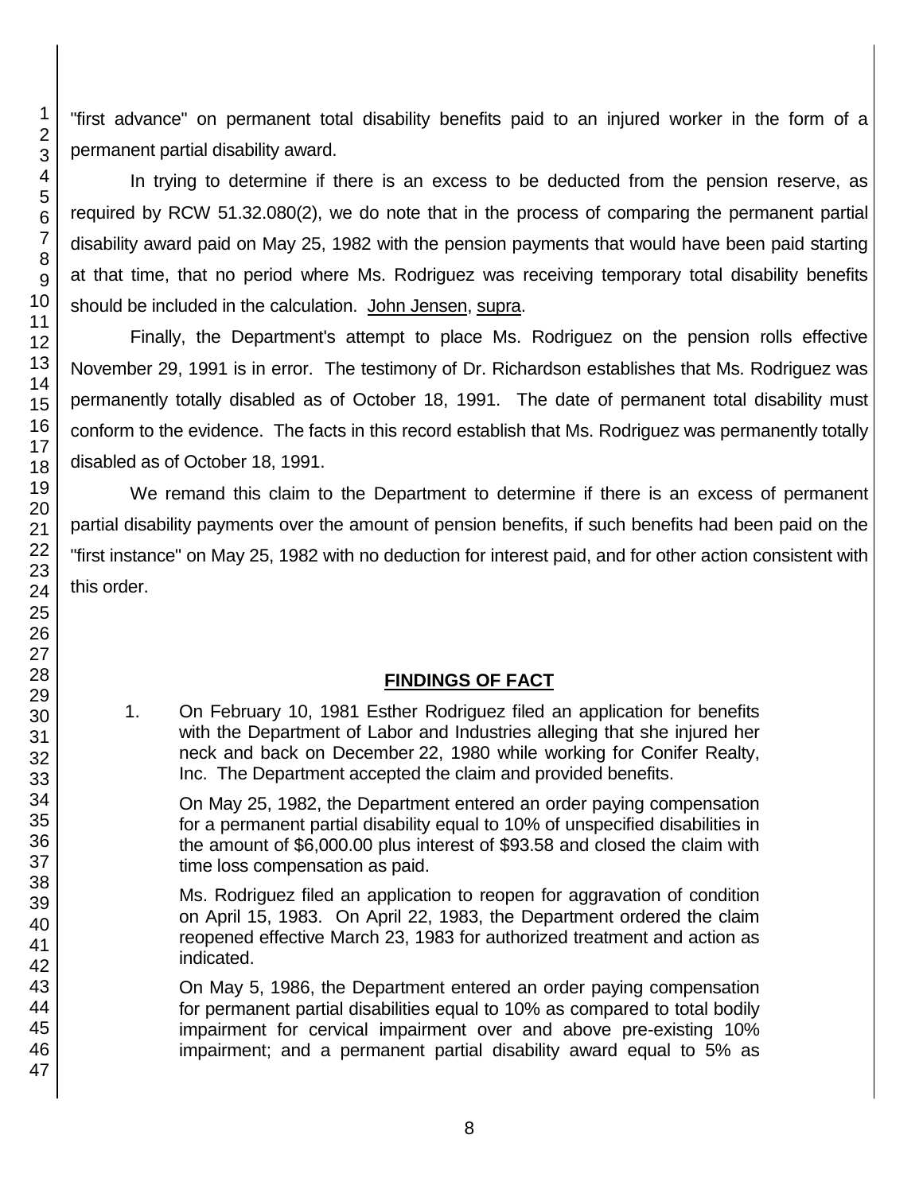"first advance" on permanent total disability benefits paid to an injured worker in the form of a permanent partial disability award.

In trying to determine if there is an excess to be deducted from the pension reserve, as required by RCW 51.32.080(2), we do note that in the process of comparing the permanent partial disability award paid on May 25, 1982 with the pension payments that would have been paid starting at that time, that no period where Ms. Rodriguez was receiving temporary total disability benefits should be included in the calculation. John Jensen, supra.

Finally, the Department's attempt to place Ms. Rodriguez on the pension rolls effective November 29, 1991 is in error. The testimony of Dr. Richardson establishes that Ms. Rodriguez was permanently totally disabled as of October 18, 1991. The date of permanent total disability must conform to the evidence. The facts in this record establish that Ms. Rodriguez was permanently totally disabled as of October 18, 1991.

We remand this claim to the Department to determine if there is an excess of permanent partial disability payments over the amount of pension benefits, if such benefits had been paid on the "first instance" on May 25, 1982 with no deduction for interest paid, and for other action consistent with this order.

## FINDINGS OF FACT

1. On February 10, 1981 Esther Rodriguez filed an application for benefits with the Department of Labor and Industries alleging that she injured her neck and back on December 22, 1980 while working for Conifer Realty, Inc. The Department accepted the claim and provided benefits.

   On May 25, 1982, the Department entered an order paying compensation for a permanent partial disability equal to 10% of unspecified disabilities in the amount of $6,000.00 plus interest of $93.58 and closed the claim with time loss compensation as paid.

   Ms. Rodriguez filed an application to reopen for aggravation of condition on April 15, 1983. On April 22, 1983, the Department ordered the claim reopened effective March 23, 1983 for authorized treatment and action as indicated.

   On May 5, 1986, the Department entered an order paying compensation for permanent partial disabilities equal to 10% as compared to total bodily impairment for cervical impairment over and above pre-existing 10% impairment; and a permanent partial disability award equal to 5% as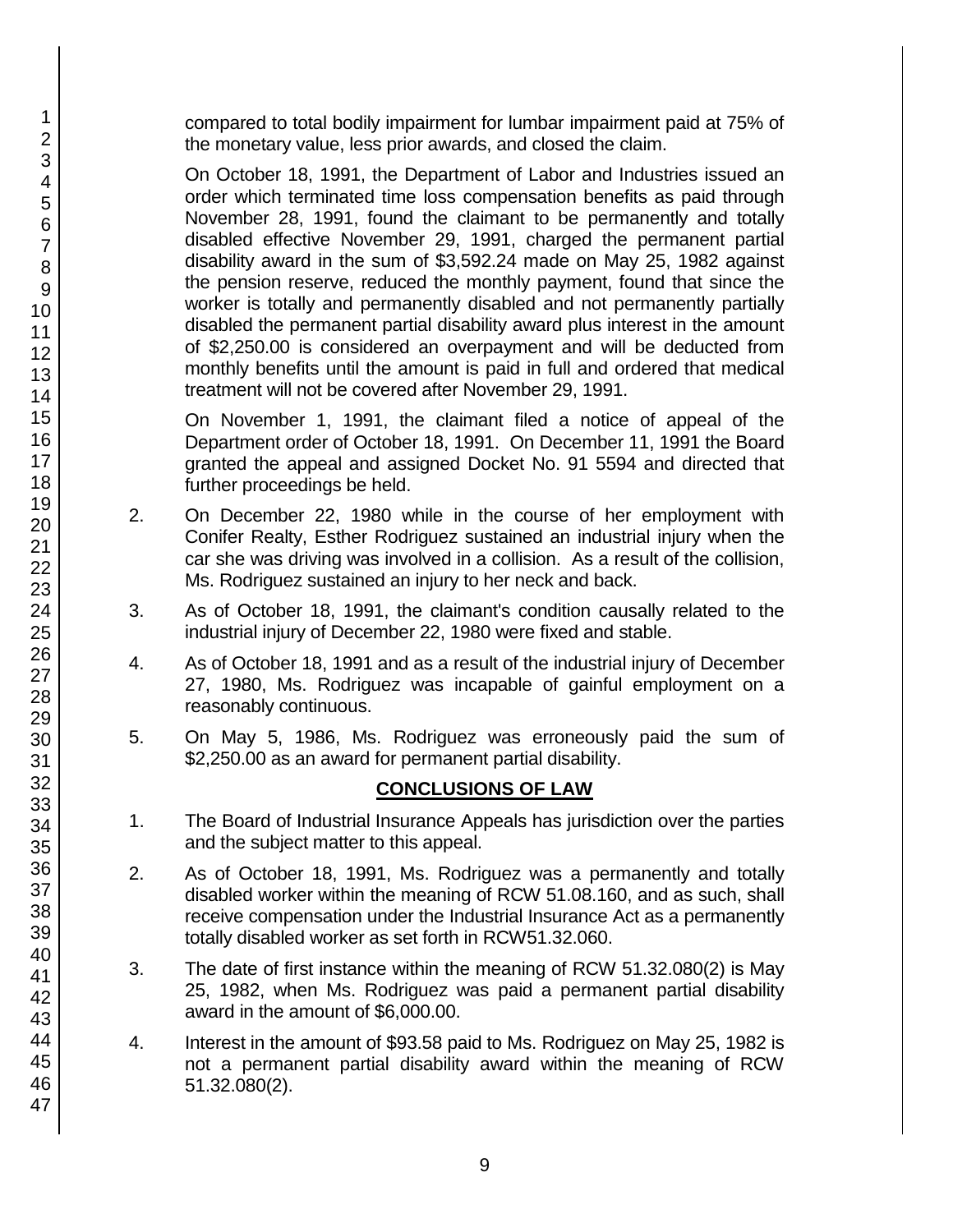compared to total bodily impairment for lumbar impairment paid at 75% of the monetary value, less prior awards, and closed the claim.

On October 18, 1991, the Department of Labor and Industries issued an order which terminated time loss compensation benefits as paid through November 28, 1991, found the claimant to be permanently and totally disabled effective November 29, 1991, charged the permanent partial disability award in the sum of $3,592.24 made on May 25, 1982 against the pension reserve, reduced the monthly payment, found that since the worker is totally and permanently disabled and not permanently partially disabled the permanent partial disability award plus interest in the amount of $2,250.00 is considered an overpayment and will be deducted from monthly benefits until the amount is paid in full and ordered that medical treatment will not be covered after November 29, 1991.

On November 1, 1991, the claimant filed a notice of appeal of the Department order of October 18, 1991. On December 11, 1991 the Board granted the appeal and assigned Docket No. 91 5594 and directed that further proceedings be held.

2. On December 22, 1980 while in the course of her employment with Conifer Realty, Esther Rodriguez sustained an industrial injury when the car she was driving was involved in a collision. As a result of the collision, Ms. Rodriguez sustained an injury to her neck and back.

3. As of October 18, 1991, the claimant's condition causally related to the industrial injury of December 22, 1980 were fixed and stable.

4. As of October 18, 1991 and as a result of the industrial injury of December 27, 1980, Ms. Rodriguez was incapable of gainful employment on a reasonably continuous.

5. On May 5, 1986, Ms. Rodriguez was erroneously paid the sum of $2,250.00 as an award for permanent partial disability.

## CONCLUSIONS OF LAW

1. The Board of Industrial Insurance Appeals has jurisdiction over the parties and the subject matter to this appeal.

2. As of October 18, 1991, Ms. Rodriguez was a permanently and totally disabled worker within the meaning of RCW 51.08.160, and as such, shall receive compensation under the Industrial Insurance Act as a permanently totally disabled worker as set forth in RCW51.32.060.

3. The date of first instance within the meaning of RCW 51.32.080(2) is May 25, 1982, when Ms. Rodriguez was paid a permanent partial disability award in the amount of $6,000.00.

4. Interest in the amount of $93.58 paid to Ms. Rodriguez on May 25, 1982 is not a permanent partial disability award within the meaning of RCW 51.32.080(2).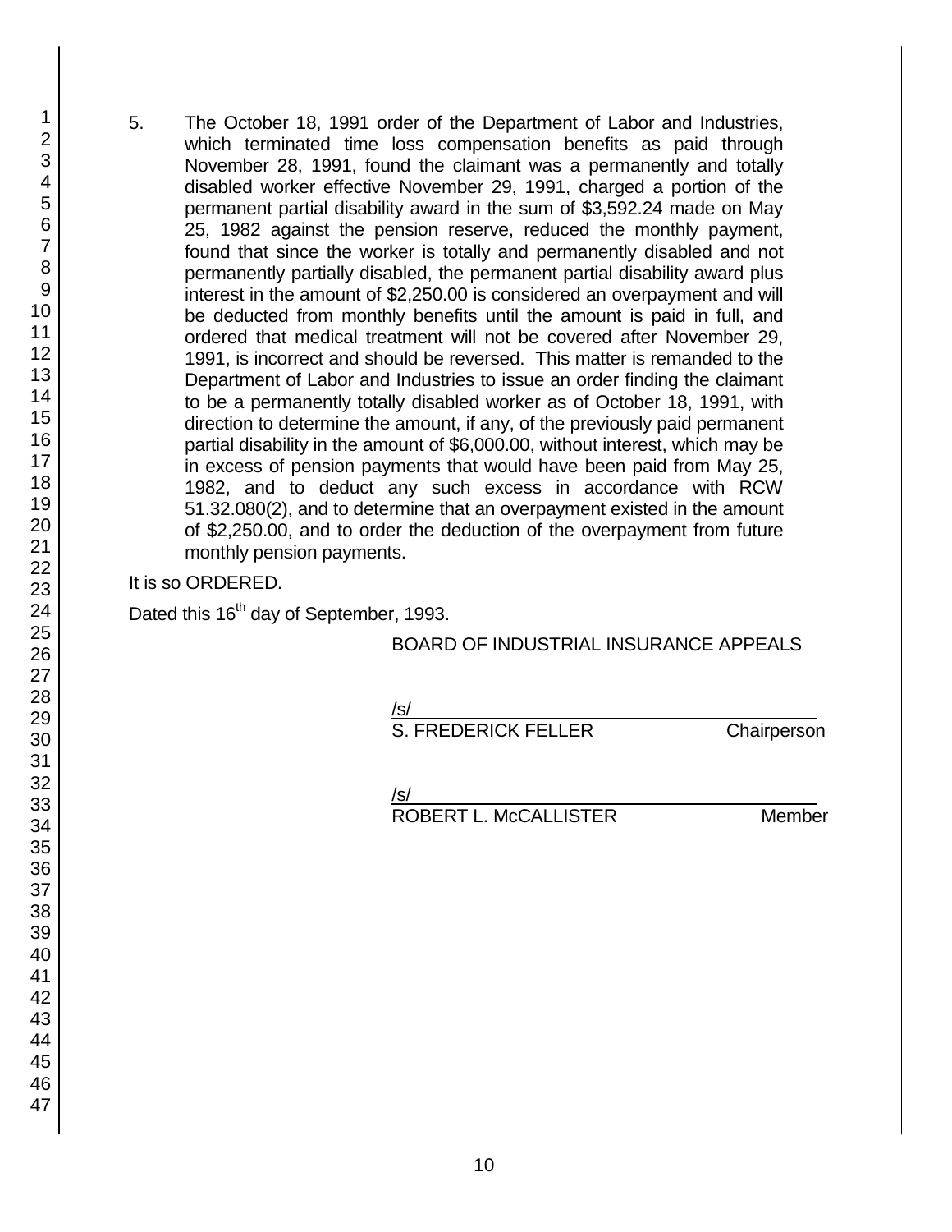5. The October 18, 1991 order of the Department of Labor and Industries, which terminated time loss compensation benefits as paid through November 28, 1991, found the claimant was a permanently and totally disabled worker effective November 29, 1991, charged a portion of the permanent partial disability award in the sum of $3,592.24 made on May 25, 1982 against the pension reserve, reduced the monthly payment, found that since the worker is totally and permanently disabled and not permanently partially disabled, the permanent partial disability award plus interest in the amount of $2,250.00 is considered an overpayment and will be deducted from monthly benefits until the amount is paid in full, and ordered that medical treatment will not be covered after November 29, 1991, is incorrect and should be reversed. This matter is remanded to the Department of Labor and Industries to issue an order finding the claimant to be a permanently totally disabled worker as of October 18, 1991, with direction to determine the amount, if any, of the previously paid permanent partial disability in the amount of $6,000.00, without interest, which may be in excess of pension payments that would have been paid from May 25, 1982, and to deduct any such excess in accordance with RCW 51.32.080(2), and to determine that an overpayment existed in the amount of $2,250.00, and to order the deduction of the overpayment from future monthly pension payments.

It is so ORDERED.

Dated this 16th day of September, 1993.

BOARD OF INDUSTRIAL INSURANCE APPEALS

/s/
S. FREDERICK FELLER Chairperson

/s/
ROBERT L. McCALLISTER Member